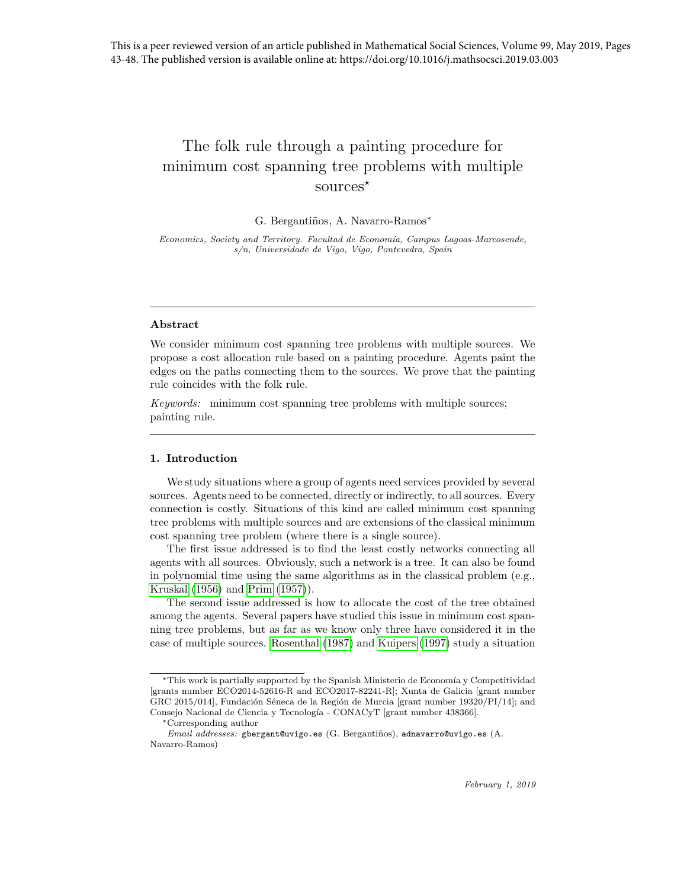This is a peer reviewed version of an article published in Mathematical Social Sciences, Volume 99, May 2019, Pages 43-48. The published version is available online at: https://doi.org/10.1016/j.mathsocsci.2019.03.003

# The folk rule through a painting procedure for minimum cost spanning tree problems with multiple sources*

G. Bergantiños, A. Navarro-Ramos*

*Economics, Society and Territory. Facultad de Economía, Campus Lagoas-Marcosende, s/n, Universidade de Vigo, Vigo, Pontevedra, Spain*

---

### Abstract

We consider minimum cost spanning tree problems with multiple sources. We propose a cost allocation rule based on a painting procedure. Agents paint the edges on the paths connecting them to the sources. We prove that the painting rule coincides with the folk rule.

*Keywords:* minimum cost spanning tree problems with multiple sources; painting rule.

---

### 1. Introduction

We study situations where a group of agents need services provided by several sources. Agents need to be connected, directly or indirectly, to all sources. Every connection is costly. Situations of this kind are called minimum cost spanning tree problems with multiple sources and are extensions of the classical minimum cost spanning tree problem (where there is a single source).

The first issue addressed is to find the least costly networks connecting all agents with all sources. Obviously, such a network is a tree. It can also be found in polynomial time using the same algorithms as in the classical problem (e.g., Kruskal (1956) and Prim (1957)).

The second issue addressed is how to allocate the cost of the tree obtained among the agents. Several papers have studied this issue in minimum cost spanning tree problems, but as far as we know only three have considered it in the case of multiple sources. Rosenthal (1987) and Kuipers (1997) study a situation

---

*This work is partially supported by the Spanish Ministerio de Economía y Competitividad [grants number ECO2014-52616-R and ECO2017-82241-R]; Xunta de Galicia [grant number GRC 2015/014], Fundación Séneca de la Región de Murcia [grant number 19320/PI/14]; and Consejo Nacional de Ciencia y Tecnología - CONACyT [grant number 438366].

*Corresponding author

*Email addresses:* gbergant@uvigo.es (G. Bergantiños), adnavarro@uvigo.es (A. Navarro-Ramos)

*February 1, 2019*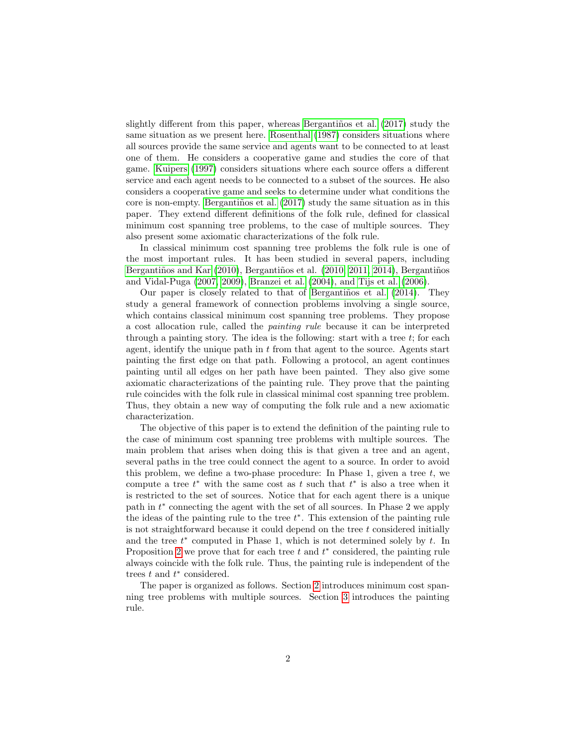slightly different from this paper, whereas Bergantiños et al. (2017) study the same situation as we present here. Rosenthal (1987) considers situations where all sources provide the same service and agents want to be connected to at least one of them. He considers a cooperative game and studies the core of that game. Kuipers (1997) considers situations where each source offers a different service and each agent needs to be connected to a subset of the sources. He also considers a cooperative game and seeks to determine under what conditions the core is non-empty. Bergantiños et al. (2017) study the same situation as in this paper. They extend different definitions of the folk rule, defined for classical minimum cost spanning tree problems, to the case of multiple sources. They also present some axiomatic characterizations of the folk rule.

In classical minimum cost spanning tree problems the folk rule is one of the most important rules. It has been studied in several papers, including Bergantiños and Kar (2010), Bergantiños et al. (2010, 2011, 2014), Bergantiños and Vidal-Puga (2007, 2009), Branzei et al. (2004), and Tijs et al. (2006).

Our paper is closely related to that of Bergantiños et al. (2014). They study a general framework of connection problems involving a single source, which contains classical minimum cost spanning tree problems. They propose a cost allocation rule, called the *painting rule* because it can be interpreted through a painting story. The idea is the following: start with a tree $t$; for each agent, identify the unique path in $t$ from that agent to the source. Agents start painting the first edge on that path. Following a protocol, an agent continues painting until all edges on her path have been painted. They also give some axiomatic characterizations of the painting rule. They prove that the painting rule coincides with the folk rule in classical minimal cost spanning tree problem. Thus, they obtain a new way of computing the folk rule and a new axiomatic characterization.

The objective of this paper is to extend the definition of the painting rule to the case of minimum cost spanning tree problems with multiple sources. The main problem that arises when doing this is that given a tree and an agent, several paths in the tree could connect the agent to a source. In order to avoid this problem, we define a two-phase procedure: In Phase 1, given a tree $t$, we compute a tree $t^*$ with the same cost as $t$ such that $t^*$ is also a tree when it is restricted to the set of sources. Notice that for each agent there is a unique path in $t^*$ connecting the agent with the set of all sources. In Phase 2 we apply the ideas of the painting rule to the tree $t^*$. This extension of the painting rule is not straightforward because it could depend on the tree $t$ considered initially and the tree $t^*$ computed in Phase 1, which is not determined solely by $t$. In Proposition 2 we prove that for each tree $t$ and $t^*$ considered, the painting rule always coincide with the folk rule. Thus, the painting rule is independent of the trees $t$ and $t^*$ considered.

The paper is organized as follows. Section 2 introduces minimum cost spanning tree problems with multiple sources. Section 3 introduces the painting rule.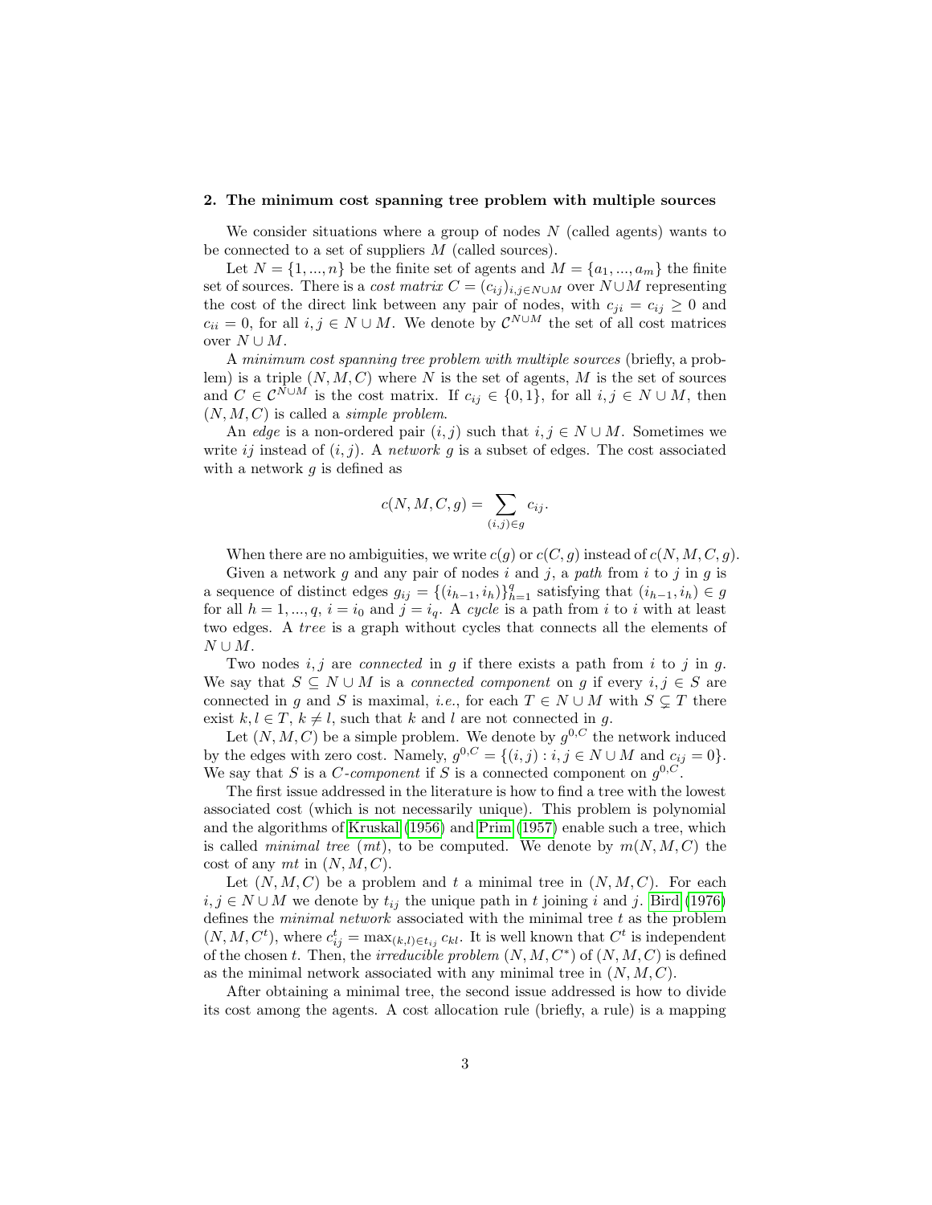## 2. The minimum cost spanning tree problem with multiple sources

We consider situations where a group of nodes $N$ (called agents) wants to be connected to a set of suppliers $M$ (called sources).

Let $N = \{1, ..., n\}$ be the finite set of agents and $M = \{a_1, ..., a_m\}$ the finite set of sources. There is a *cost matrix* $C = (c_{ij})_{i,j \in N \cup M}$ over $N \cup M$ representing the cost of the direct link between any pair of nodes, with $c_{ji} = c_{ij} \geq 0$ and $c_{ii} = 0$, for all $i, j \in N \cup M$. We denote by $\mathcal{C}^{N \cup M}$ the set of all cost matrices over $N \cup M$.

A *minimum cost spanning tree problem with multiple sources* (briefly, a problem) is a triple $(N, M, C)$ where $N$ is the set of agents, $M$ is the set of sources and $C \in \mathcal{C}^{N \cup M}$ is the cost matrix. If $c_{ij} \in \{0, 1\}$, for all $i, j \in N \cup M$, then $(N, M, C)$ is called a *simple problem*.

An *edge* is a non-ordered pair $(i, j)$ such that $i, j \in N \cup M$. Sometimes we write $ij$ instead of $(i, j)$. A *network* $g$ is a subset of edges. The cost associated with a network $g$ is defined as

$$c(N, M, C, g) = \sum_{(i,j) \in g} c_{ij}.$$

When there are no ambiguities, we write $c(g)$ or $c(C, g)$ instead of $c(N, M, C, g)$.

Given a network $g$ and any pair of nodes $i$ and $j$, a *path* from $i$ to $j$ in $g$ is a sequence of distinct edges $g_{ij} = \{(i_{h-1}, i_h)\}_{h=1}^{q}$ satisfying that $(i_{h-1}, i_h) \in g$ for all $h = 1, ..., q$, $i = i_0$ and $j = i_q$. A *cycle* is a path from $i$ to $i$ with at least two edges. A *tree* is a graph without cycles that connects all the elements of $N \cup M$.

Two nodes $i, j$ are *connected* in $g$ if there exists a path from $i$ to $j$ in $g$. We say that $S \subseteq N \cup M$ is a *connected component* on $g$ if every $i, j \in S$ are connected in $g$ and $S$ is maximal, *i.e.*, for each $T \in N \cup M$ with $S \subsetneq T$ there exist $k, l \in T$, $k \neq l$, such that $k$ and $l$ are not connected in $g$.

Let $(N, M, C)$ be a simple problem. We denote by $g^{0,C}$ the network induced by the edges with zero cost. Namely, $g^{0,C} = \{(i, j) : i, j \in N \cup M \text{ and } c_{ij} = 0\}$. We say that $S$ is a *C-component* if $S$ is a connected component on $g^{0,C}$.

The first issue addressed in the literature is how to find a tree with the lowest associated cost (which is not necessarily unique). This problem is polynomial and the algorithms of Kruskal (1956) and Prim (1957) enable such a tree, which is called *minimal tree* (*mt*), to be computed. We denote by $m(N, M, C)$ the cost of any *mt* in $(N, M, C)$.

Let $(N, M, C)$ be a problem and $t$ a minimal tree in $(N, M, C)$. For each $i, j \in N \cup M$ we denote by $t_{ij}$ the unique path in $t$ joining $i$ and $j$. Bird (1976) defines the *minimal network* associated with the minimal tree $t$ as the problem $(N, M, C^t)$, where $c^t_{ij} = \max_{(k,l) \in t_{ij}} c_{kl}$. It is well known that $C^t$ is independent of the chosen $t$. Then, the *irreducible problem* $(N, M, C^*)$ of $(N, M, C)$ is defined as the minimal network associated with any minimal tree in $(N, M, C)$.

After obtaining a minimal tree, the second issue addressed is how to divide its cost among the agents. A cost allocation rule (briefly, a rule) is a mapping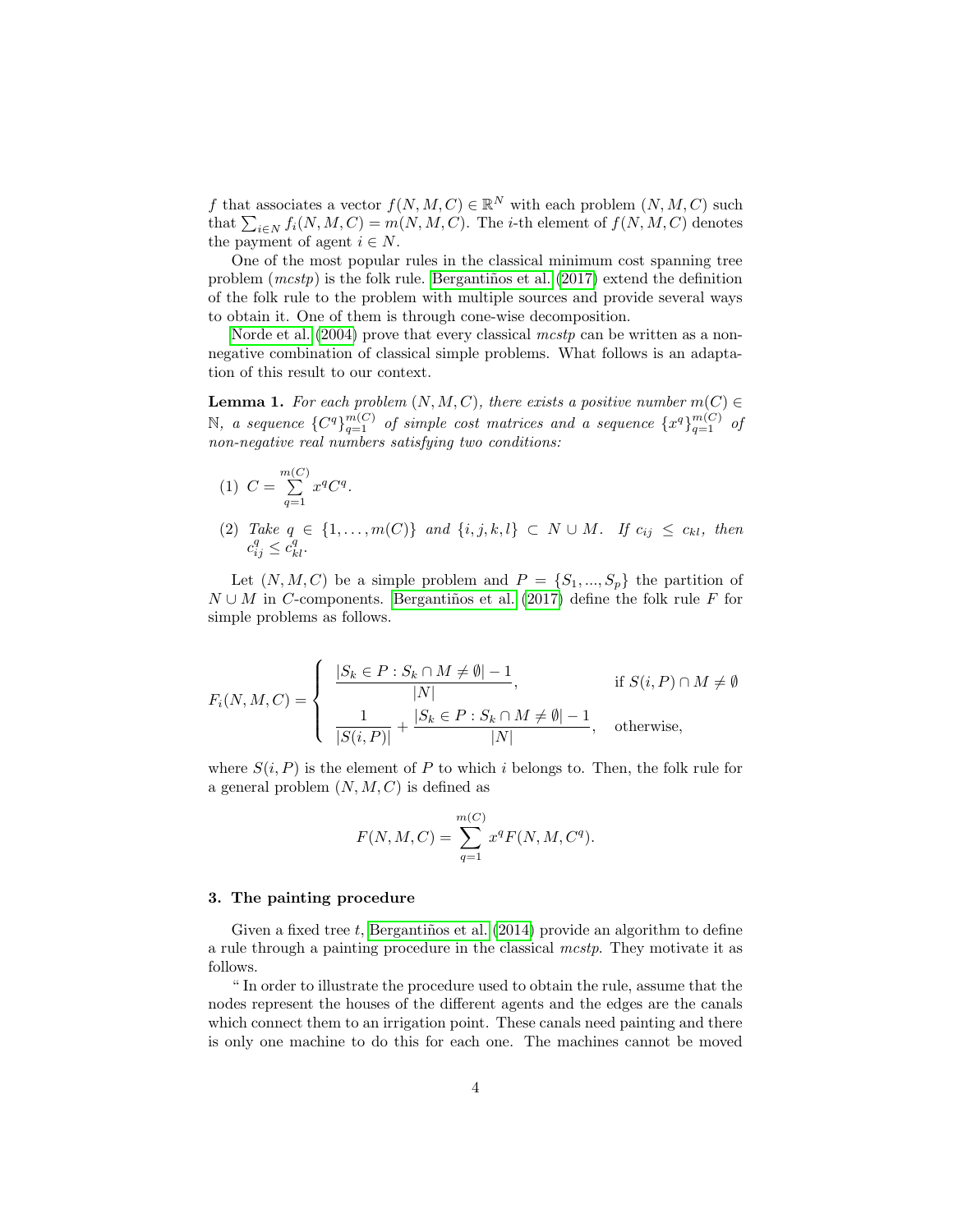$f$ that associates a vector $f(N, M, C) \in \mathbb{R}^N$ with each problem $(N, M, C)$ such that $\sum_{i \in N} f_i(N, M, C) = m(N, M, C)$. The $i$-th element of $f(N, M, C)$ denotes the payment of agent $i \in N$.

One of the most popular rules in the classical minimum cost spanning tree problem (*mcstp*) is the folk rule. Bergantiños et al. (2017) extend the definition of the folk rule to the problem with multiple sources and provide several ways to obtain it. One of them is through cone-wise decomposition.

Norde et al. (2004) prove that every classical *mcstp* can be written as a non-negative combination of classical simple problems. What follows is an adaptation of this result to our context.

**Lemma 1.** *For each problem $(N, M, C)$, there exists a positive number $m(C) \in \mathbb{N}$, a sequence $\{C^q\}_{q=1}^{m(C)}$ of simple cost matrices and a sequence $\{x^q\}_{q=1}^{m(C)}$ of non-negative real numbers satisfying two conditions:*

(1) $C = \sum\limits_{q=1}^{m(C)} x^q C^q$.

(2) *Take $q \in \{1, \ldots, m(C)\}$ and $\{i, j, k, l\} \subset N \cup M$. If $c_{ij} \leq c_{kl}$, then $c_{ij}^q \leq c_{kl}^q$.*

Let $(N, M, C)$ be a simple problem and $P = \{S_1, ..., S_p\}$ the partition of $N \cup M$ in $C$-components. Bergantiños et al. (2017) define the folk rule $F$ for simple problems as follows.

$$F_i(N, M, C) = \begin{cases} \dfrac{|S_k \in P : S_k \cap M \neq \emptyset| - 1}{|N|}, & \text{if } S(i, P) \cap M \neq \emptyset \\[2ex] \dfrac{1}{|S(i, P)|} + \dfrac{|S_k \in P : S_k \cap M \neq \emptyset| - 1}{|N|}, & \text{otherwise,} \end{cases}$$

where $S(i, P)$ is the element of $P$ to which $i$ belongs to. Then, the folk rule for a general problem $(N, M, C)$ is defined as

$$F(N, M, C) = \sum_{q=1}^{m(C)} x^q F(N, M, C^q).$$

## 3. The painting procedure

Given a fixed tree $t$, Bergantiños et al. (2014) provide an algorithm to define a rule through a painting procedure in the classical *mcstp*. They motivate it as follows.

" In order to illustrate the procedure used to obtain the rule, assume that the nodes represent the houses of the different agents and the edges are the canals which connect them to an irrigation point. These canals need painting and there is only one machine to do this for each one. The machines cannot be moved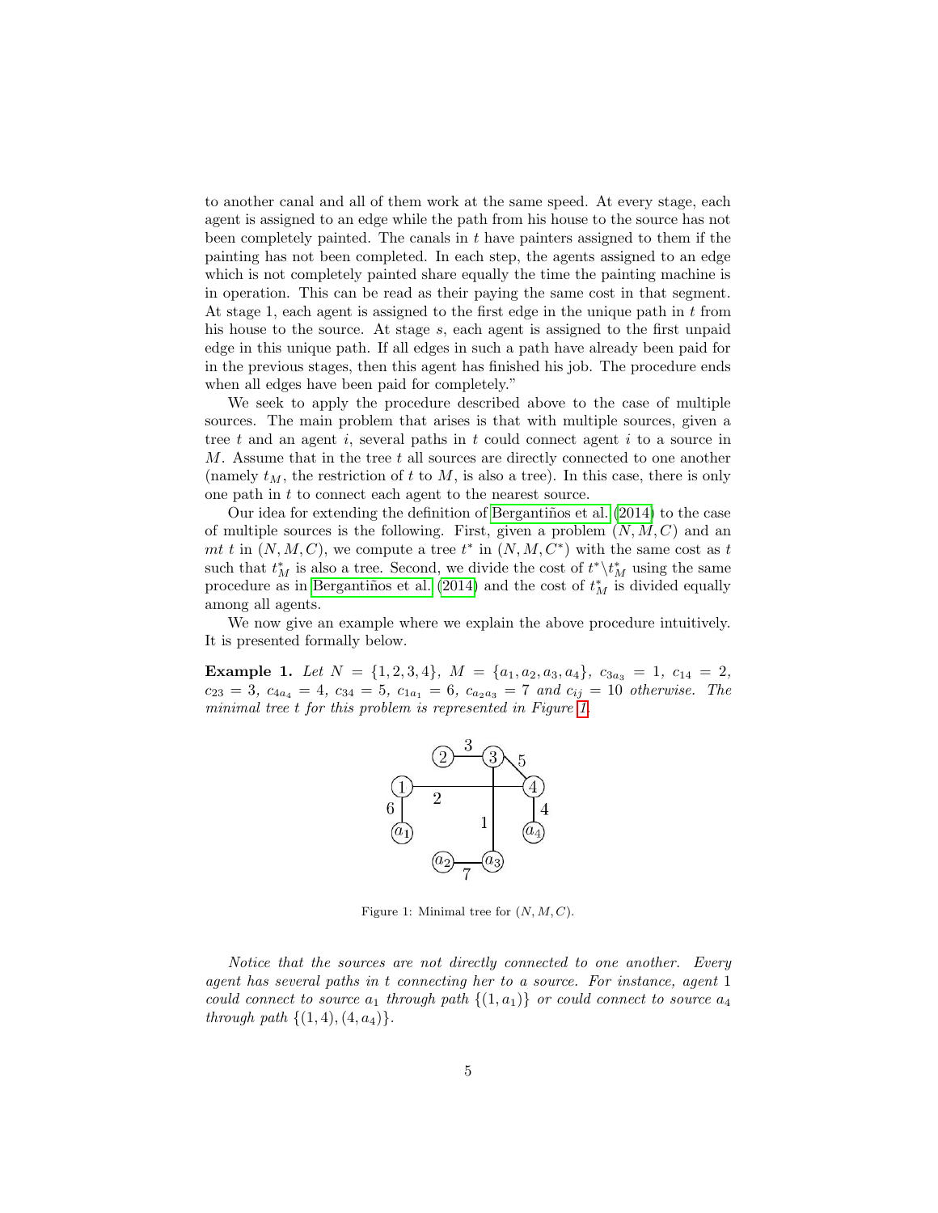to another canal and all of them work at the same speed. At every stage, each agent is assigned to an edge while the path from his house to the source has not been completely painted. The canals in $t$ have painters assigned to them if the painting has not been completed. In each step, the agents assigned to an edge which is not completely painted share equally the time the painting machine is in operation. This can be read as their paying the same cost in that segment. At stage 1, each agent is assigned to the first edge in the unique path in $t$ from his house to the source. At stage $s$, each agent is assigned to the first unpaid edge in this unique path. If all edges in such a path have already been paid for in the previous stages, then this agent has finished his job. The procedure ends when all edges have been paid for completely."

We seek to apply the procedure described above to the case of multiple sources. The main problem that arises is that with multiple sources, given a tree $t$ and an agent $i$, several paths in $t$ could connect agent $i$ to a source in $M$. Assume that in the tree $t$ all sources are directly connected to one another (namely $t_M$, the restriction of $t$ to $M$, is also a tree). In this case, there is only one path in $t$ to connect each agent to the nearest source.

Our idea for extending the definition of Bergantiños et al. (2014) to the case of multiple sources is the following. First, given a problem $(N, M, C)$ and an $mt$ $t$ in $(N, M, C)$, we compute a tree $t^*$ in $(N, M, C^*)$ with the same cost as $t$ such that $t^*_M$ is also a tree. Second, we divide the cost of $t^* \backslash t^*_M$ using the same procedure as in Bergantiños et al. (2014) and the cost of $t^*_M$ is divided equally among all agents.

We now give an example where we explain the above procedure intuitively. It is presented formally below.

**Example 1.** *Let $N = \{1, 2, 3, 4\}$, $M = \{a_1, a_2, a_3, a_4\}$, $c_{3a_3} = 1$, $c_{14} = 2$, $c_{23} = 3$, $c_{4a_4} = 4$, $c_{34} = 5$, $c_{1a_1} = 6$, $c_{a_2a_3} = 7$ and $c_{ij} = 10$ otherwise. The minimal tree $t$ for this problem is represented in Figure 1.*

Figure 1: Minimal tree for $(N, M, C)$.

*Notice that the sources are not directly connected to one another. Every agent has several paths in $t$ connecting her to a source. For instance, agent 1 could connect to source $a_1$ through path $\{(1, a_1)\}$ or could connect to source $a_4$ through path $\{(1, 4), (4, a_4)\}$.*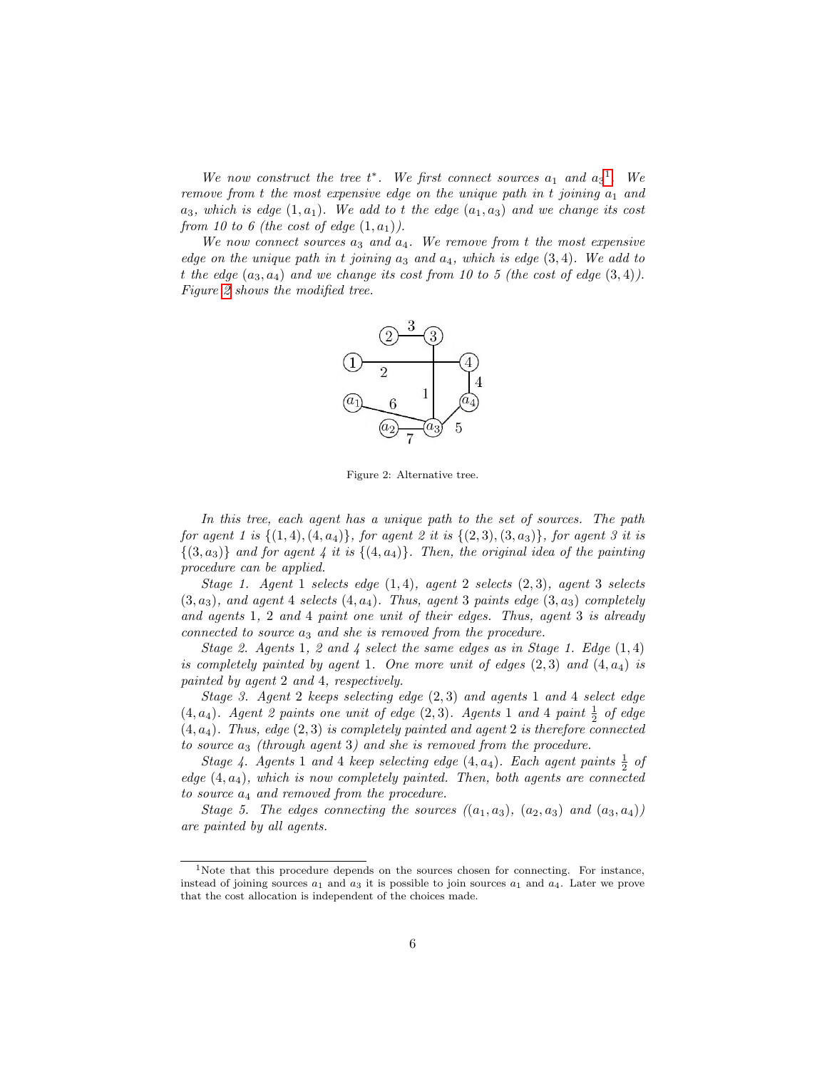*We now construct the tree $t^*$. We first connect sources $a_1$ and $a_3$*[1]*. We remove from $t$ the most expensive edge on the unique path in $t$ joining $a_1$ and $a_3$, which is edge $(1, a_1)$. We add to $t$ the edge $(a_1, a_3)$ and we change its cost from 10 to 6 (the cost of edge $(1, a_1)$).*

*We now connect sources $a_3$ and $a_4$. We remove from $t$ the most expensive edge on the unique path in $t$ joining $a_3$ and $a_4$, which is edge $(3, 4)$. We add to $t$ the edge $(a_3, a_4)$ and we change its cost from 10 to 5 (the cost of edge $(3, 4)$). Figure 2 shows the modified tree.*

Figure 2: Alternative tree.

*In this tree, each agent has a unique path to the set of sources. The path for agent 1 is $\{(1, 4), (4, a_4)\}$, for agent 2 it is $\{(2, 3), (3, a_3)\}$, for agent 3 it is $\{(3, a_3)\}$ and for agent 4 it is $\{(4, a_4)\}$. Then, the original idea of the painting procedure can be applied.*

*Stage 1. Agent 1 selects edge $(1, 4)$, agent 2 selects $(2, 3)$, agent 3 selects $(3, a_3)$, and agent 4 selects $(4, a_4)$. Thus, agent 3 paints edge $(3, a_3)$ completely and agents 1, 2 and 4 paint one unit of their edges. Thus, agent 3 is already connected to source $a_3$ and she is removed from the procedure.*

*Stage 2. Agents 1, 2 and 4 select the same edges as in Stage 1. Edge $(1, 4)$ is completely painted by agent 1. One more unit of edges $(2, 3)$ and $(4, a_4)$ is painted by agent 2 and 4, respectively.*

*Stage 3. Agent 2 keeps selecting edge $(2, 3)$ and agents 1 and 4 select edge $(4, a_4)$. Agent 2 paints one unit of edge $(2, 3)$. Agents 1 and 4 paint $\frac{1}{2}$ of edge $(4, a_4)$. Thus, edge $(2, 3)$ is completely painted and agent 2 is therefore connected to source $a_3$ (through agent 3) and she is removed from the procedure.*

*Stage 4. Agents 1 and 4 keep selecting edge $(4, a_4)$. Each agent paints $\frac{1}{2}$ of edge $(4, a_4)$, which is now completely painted. Then, both agents are connected to source $a_4$ and removed from the procedure.*

*Stage 5. The edges connecting the sources ($(a_1, a_3)$, $(a_2, a_3)$ and $(a_3, a_4)$) are painted by all agents.*

---

[1] Note that this procedure depends on the sources chosen for connecting. For instance, instead of joining sources $a_1$ and $a_3$ it is possible to join sources $a_1$ and $a_4$. Later we prove that the cost allocation is independent of the choices made.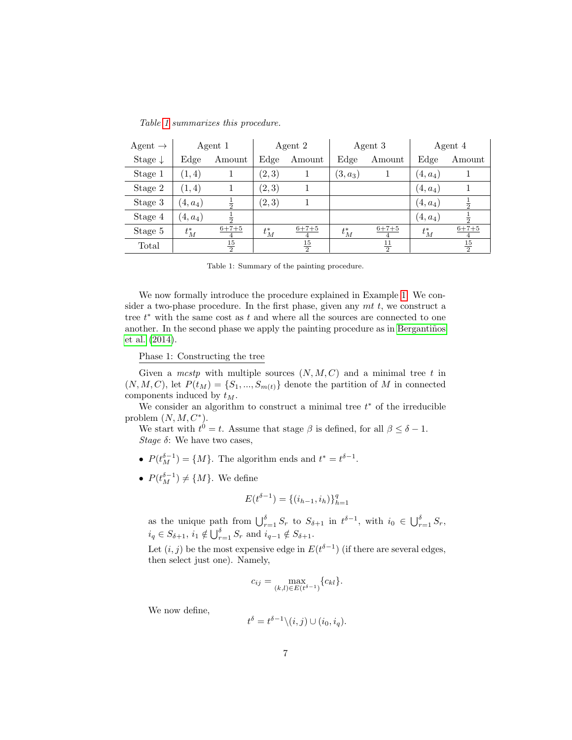*Table 1 summarizes this procedure.*

| Agent → | Agent 1 | | Agent 2 | | Agent 3 | | Agent 4 | |
|---|---|---|---|---|---|---|---|---|
| Stage ↓ | Edge | Amount | Edge | Amount | Edge | Amount | Edge | Amount |
| Stage 1 | $(1,4)$ | $1$ | $(2,3)$ | $1$ | $(3,a_3)$ | $1$ | $(4,a_4)$ | $1$ |
| Stage 2 | $(1,4)$ | $1$ | $(2,3)$ | $1$ | | | $(4,a_4)$ | $1$ |
| Stage 3 | $(4,a_4)$ | $\frac{1}{2}$ | $(2,3)$ | $1$ | | | $(4,a_4)$ | $\frac{1}{2}$ |
| Stage 4 | $(4,a_4)$ | $\frac{1}{2}$ | | | | | $(4,a_4)$ | $\frac{1}{2}$ |
| Stage 5 | $t_M^*$ | $\frac{6+7+5}{4}$ | $t_M^*$ | $\frac{6+7+5}{4}$ | $t_M^*$ | $\frac{6+7+5}{4}$ | $t_M^*$ | $\frac{6+7+5}{4}$ |
| Total | | $\frac{15}{2}$ | | $\frac{15}{2}$ | | $\frac{11}{2}$ | | $\frac{15}{2}$ |

Table 1: Summary of the painting procedure.

We now formally introduce the procedure explained in Example 1. We consider a two-phase procedure. In the first phase, given any *mt* $t$, we construct a tree $t^*$ with the same cost as $t$ and where all the sources are connected to one another. In the second phase we apply the painting procedure as in Bergantiños et al. (2014).

Phase 1: Constructing the tree

Given a *mcstp* with multiple sources $(N,M,C)$ and a minimal tree $t$ in $(N,M,C)$, let $P(t_M)=\{S_1,...,S_{m(t)}\}$ denote the partition of $M$ in connected components induced by $t_M$.

We consider an algorithm to construct a minimal tree $t^*$ of the irreducible problem $(N,M,C^*)$.

We start with $t^0=t$. Assume that stage $\beta$ is defined, for all $\beta\leq\delta-1$.

*Stage* $\delta$: We have two cases,

- $P(t_M^{\delta-1})=\{M\}$. The algorithm ends and $t^*=t^{\delta-1}$.
- $P(t_M^{\delta-1})\neq\{M\}$. We define

$$E(t^{\delta-1})=\{(i_{h-1},i_h)\}_{h=1}^{q}$$

as the unique path from $\bigcup_{r=1}^{\delta}S_r$ to $S_{\delta+1}$ in $t^{\delta-1}$, with $i_0\in\bigcup_{r=1}^{\delta}S_r$, $i_q\in S_{\delta+1}$, $i_1\notin\bigcup_{r=1}^{\delta}S_r$ and $i_{q-1}\notin S_{\delta+1}$.

Let $(i,j)$ be the most expensive edge in $E(t^{\delta-1})$ (if there are several edges, then select just one). Namely,

$$c_{ij}=\max_{(k,l)\in E(t^{\delta-1})}\{c_{kl}\}.$$

We now define,

$$t^{\delta}=t^{\delta-1}\backslash(i,j)\cup(i_0,i_q).$$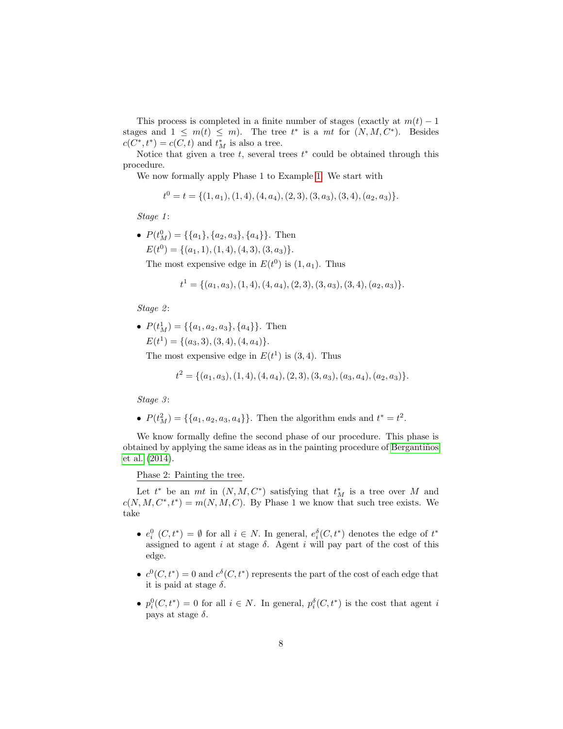This process is completed in a finite number of stages (exactly at $m(t) - 1$ stages and $1 \leq m(t) \leq m$). The tree $t^*$ is a $mt$ for $(N, M, C^*)$. Besides $c(C^*, t^*) = c(C, t)$ and $t^*_M$ is also a tree.

Notice that given a tree $t$, several trees $t^*$ could be obtained through this procedure.

We now formally apply Phase 1 to Example 1. We start with

$$t^0 = t = \{(1, a_1), (1, 4), (4, a_4), (2, 3), (3, a_3), (3, 4), (a_2, a_3)\}.$$

*Stage 1*:

- $P(t^0_M) = \{\{a_1\}, \{a_2, a_3\}, \{a_4\}\}$. Then
  $E(t^0) = \{(a_1, 1), (1, 4), (4, 3), (3, a_3)\}$.
  The most expensive edge in $E(t^0)$ is $(1, a_1)$. Thus

$$t^1 = \{(a_1, a_3), (1, 4), (4, a_4), (2, 3), (3, a_3), (3, 4), (a_2, a_3)\}.$$

*Stage 2*:

- $P(t^1_M) = \{\{a_1, a_2, a_3\}, \{a_4\}\}$. Then
  $E(t^1) = \{(a_3, 3), (3, 4), (4, a_4)\}$.
  The most expensive edge in $E(t^1)$ is $(3, 4)$. Thus

$$t^2 = \{(a_1, a_3), (1, 4), (4, a_4), (2, 3), (3, a_3), (a_3, a_4), (a_2, a_3)\}.$$

*Stage 3*:

- $P(t^2_M) = \{\{a_1, a_2, a_3, a_4\}\}$. Then the algorithm ends and $t^* = t^2$.

We know formally define the second phase of our procedure. This phase is obtained by applying the same ideas as in the painting procedure of Bergantiños et al. (2014).

Phase 2: Painting the tree.

Let $t^*$ be an $mt$ in $(N, M, C^*)$ satisfying that $t^*_M$ is a tree over $M$ and $c(N, M, C^*, t^*) = m(N, M, C)$. By Phase 1 we know that such tree exists. We take

- $e^0_i\ (C, t^*) = \emptyset$ for all $i \in N$. In general, $e^\delta_i(C, t^*)$ denotes the edge of $t^*$ assigned to agent $i$ at stage $\delta$. Agent $i$ will pay part of the cost of this edge.
- $c^0(C, t^*) = 0$ and $c^\delta(C, t^*)$ represents the part of the cost of each edge that it is paid at stage $\delta$.
- $p^0_i(C, t^*) = 0$ for all $i \in N$. In general, $p^\delta_i(C, t^*)$ is the cost that agent $i$ pays at stage $\delta$.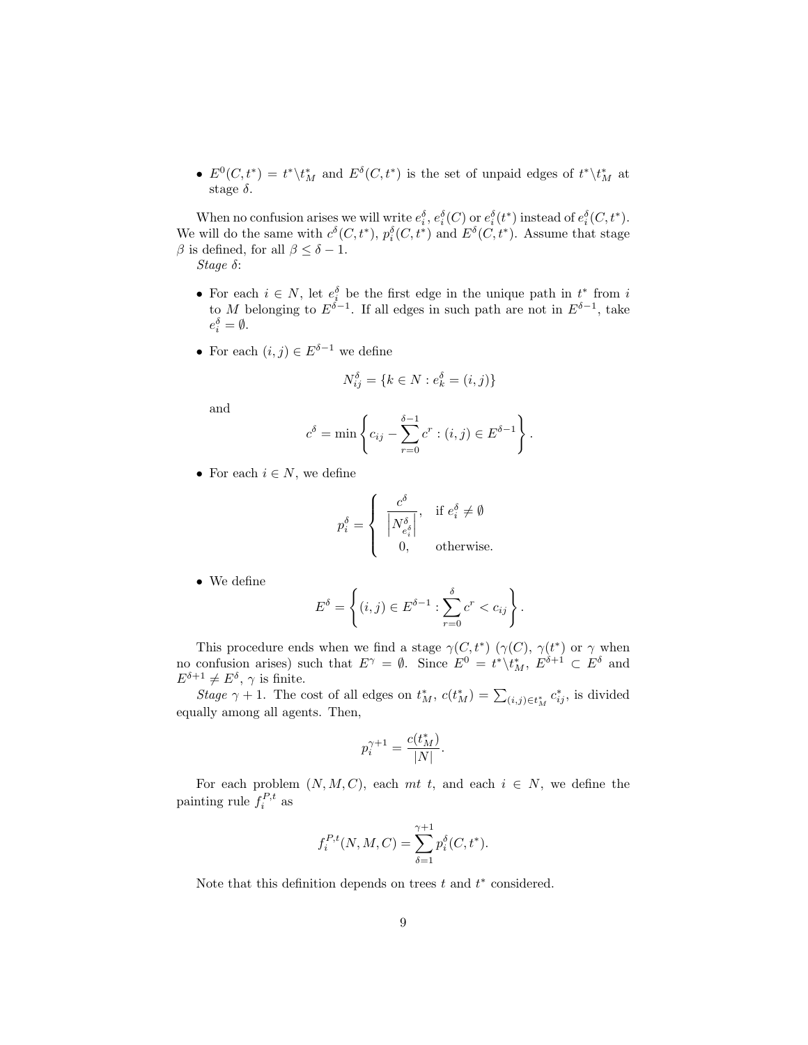- $E^0(C, t^*) = t^* \backslash t^*_M$ and $E^\delta(C, t^*)$ is the set of unpaid edges of $t^* \backslash t^*_M$ at stage $\delta$.

When no confusion arises we will write $e_i^\delta$, $e_i^\delta(C)$ or $e_i^\delta(t^*)$ instead of $e_i^\delta(C, t^*)$. We will do the same with $c^\delta(C, t^*)$, $p_i^\delta(C, t^*)$ and $E^\delta(C, t^*)$. Assume that stage $\beta$ is defined, for all $\beta \leq \delta - 1$.

*Stage $\delta$*:

- For each $i \in N$, let $e_i^\delta$ be the first edge in the unique path in $t^*$ from $i$ to $M$ belonging to $E^{\delta-1}$. If all edges in such path are not in $E^{\delta-1}$, take $e_i^\delta = \emptyset$.

- For each $(i, j) \in E^{\delta-1}$ we define

$$N_{ij}^\delta = \{k \in N : e_k^\delta = (i, j)\}$$

and

$$c^\delta = \min \left\{ c_{ij} - \sum_{r=0}^{\delta-1} c^r : (i, j) \in E^{\delta-1} \right\}.$$

- For each $i \in N$, we define

$$p_i^\delta = \begin{cases} \dfrac{c^\delta}{\left| N_{e_i^\delta}^\delta \right|}, & \text{if } e_i^\delta \neq \emptyset \\ 0, & \text{otherwise.} \end{cases}$$

- We define

$$E^\delta = \left\{ (i, j) \in E^{\delta-1} : \sum_{r=0}^{\delta} c^r < c_{ij} \right\}.$$

This procedure ends when we find a stage $\gamma(C, t^*)$ ($\gamma(C)$, $\gamma(t^*)$ or $\gamma$ when no confusion arises) such that $E^\gamma = \emptyset$. Since $E^0 = t^* \backslash t^*_M$, $E^{\delta+1} \subset E^\delta$ and $E^{\delta+1} \neq E^\delta$, $\gamma$ is finite.

*Stage $\gamma + 1$*. The cost of all edges on $t^*_M$, $c(t^*_M) = \sum_{(i,j) \in t^*_M} c^*_{ij}$, is divided equally among all agents. Then,

$$p_i^{\gamma+1} = \frac{c(t^*_M)}{|N|}.$$

For each problem $(N, M, C)$, each *mt* $t$, and each $i \in N$, we define the painting rule $f_i^{P,t}$ as

$$f_i^{P,t}(N, M, C) = \sum_{\delta=1}^{\gamma+1} p_i^\delta(C, t^*).$$

Note that this definition depends on trees $t$ and $t^*$ considered.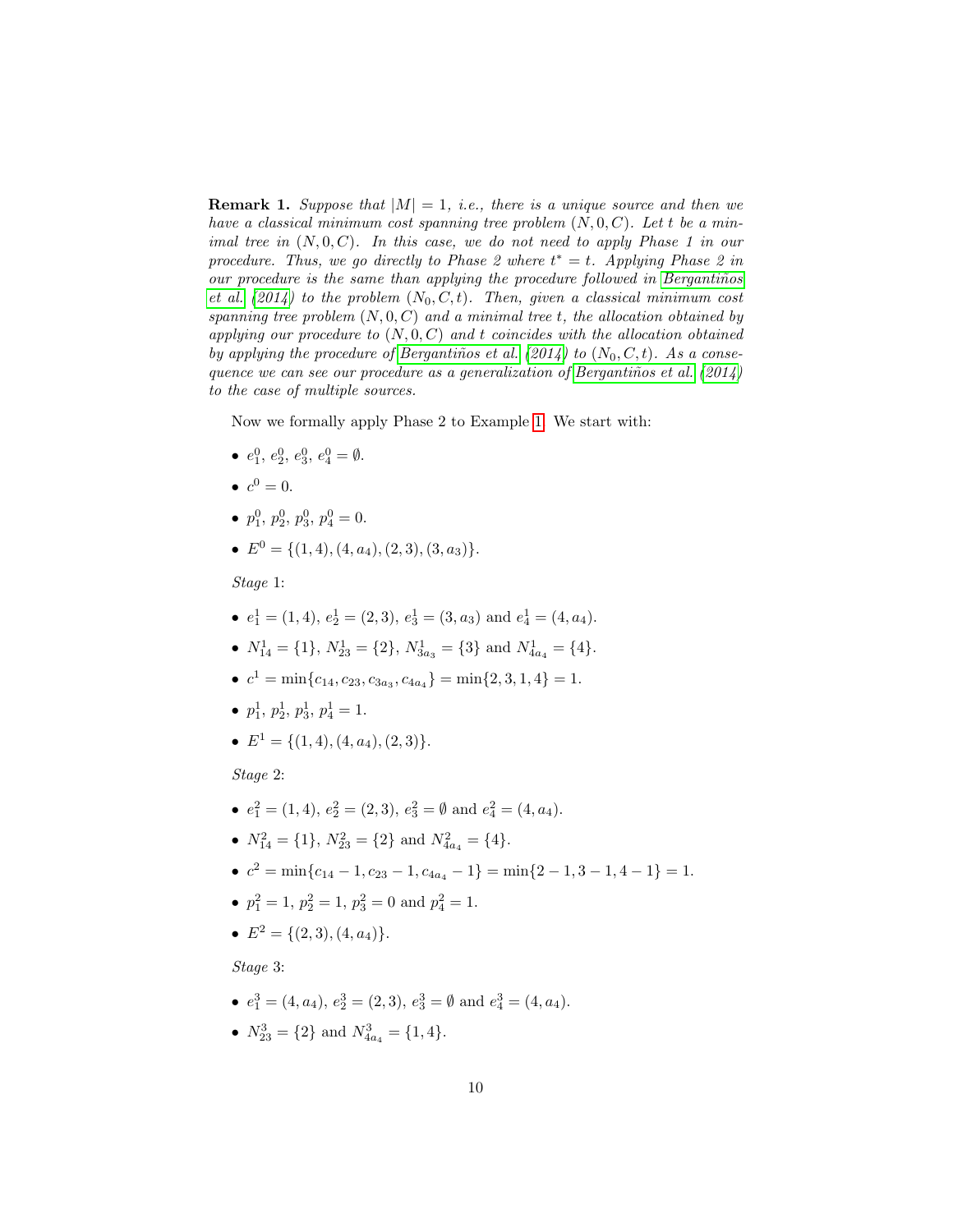**Remark 1.** *Suppose that $|M| = 1$, i.e., there is a unique source and then we have a classical minimum cost spanning tree problem $(N, 0, C)$. Let $t$ be a minimal tree in $(N, 0, C)$. In this case, we do not need to apply Phase 1 in our procedure. Thus, we go directly to Phase 2 where $t^* = t$. Applying Phase 2 in our procedure is the same than applying the procedure followed in Bergantiños et al. (2014) to the problem $(N_0, C, t)$. Then, given a classical minimum cost spanning tree problem $(N, 0, C)$ and a minimal tree $t$, the allocation obtained by applying our procedure to $(N, 0, C)$ and $t$ coincides with the allocation obtained by applying the procedure of Bergantiños et al. (2014) to $(N_0, C, t)$. As a consequence we can see our procedure as a generalization of Bergantiños et al. (2014) to the case of multiple sources.*

Now we formally apply Phase 2 to Example 1. We start with:

- $e_1^0$, $e_2^0$, $e_3^0$, $e_4^0 = \emptyset$.
- $c^0 = 0$.
- $p_1^0$, $p_2^0$, $p_3^0$, $p_4^0 = 0$.
- $E^0 = \{(1,4), (4,a_4), (2,3), (3,a_3)\}$.

*Stage* 1:

- $e_1^1 = (1,4)$, $e_2^1 = (2,3)$, $e_3^1 = (3,a_3)$ and $e_4^1 = (4,a_4)$.
- $N_{14}^1 = \{1\}$, $N_{23}^1 = \{2\}$, $N_{3a_3}^1 = \{3\}$ and $N_{4a_4}^1 = \{4\}$.
- $c^1 = \min\{c_{14}, c_{23}, c_{3a_3}, c_{4a_4}\} = \min\{2, 3, 1, 4\} = 1$.
- $p_1^1$, $p_2^1$, $p_3^1$, $p_4^1 = 1$.
- $E^1 = \{(1,4), (4,a_4), (2,3)\}$.

*Stage* 2:

- $e_1^2 = (1,4)$, $e_2^2 = (2,3)$, $e_3^2 = \emptyset$ and $e_4^2 = (4,a_4)$.
- $N_{14}^2 = \{1\}$, $N_{23}^2 = \{2\}$ and $N_{4a_4}^2 = \{4\}$.
- $c^2 = \min\{c_{14} - 1, c_{23} - 1, c_{4a_4} - 1\} = \min\{2 - 1, 3 - 1, 4 - 1\} = 1$.
- $p_1^2 = 1$, $p_2^2 = 1$, $p_3^2 = 0$ and $p_4^2 = 1$.
- $E^2 = \{(2,3), (4,a_4)\}$.

*Stage* 3:

- $e_1^3 = (4,a_4)$, $e_2^3 = (2,3)$, $e_3^3 = \emptyset$ and $e_4^3 = (4,a_4)$.
- $N_{23}^3 = \{2\}$ and $N_{4a_4}^3 = \{1,4\}$.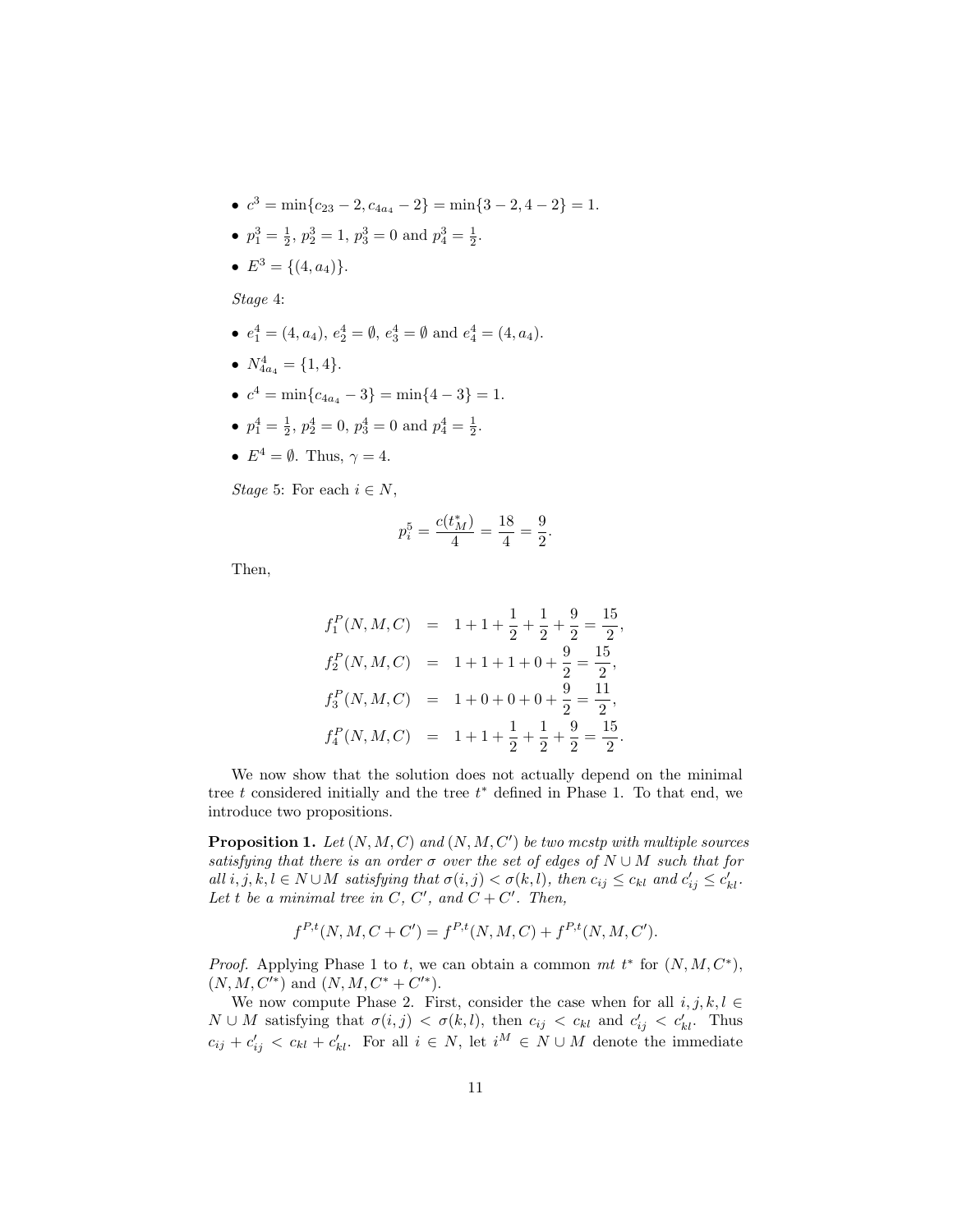- $c^3 = \min\{c_{23} - 2, c_{4a_4} - 2\} = \min\{3 - 2, 4 - 2\} = 1$.
- $p_1^3 = \frac{1}{2}$, $p_2^3 = 1$, $p_3^3 = 0$ and $p_4^3 = \frac{1}{2}$.
- $E^3 = \{(4, a_4)\}$.

*Stage* 4:

- $e_1^4 = (4, a_4)$, $e_2^4 = \emptyset$, $e_3^4 = \emptyset$ and $e_4^4 = (4, a_4)$.
- $N_{4a_4}^4 = \{1, 4\}$.
- $c^4 = \min\{c_{4a_4} - 3\} = \min\{4 - 3\} = 1$.
- $p_1^4 = \frac{1}{2}$, $p_2^4 = 0$, $p_3^4 = 0$ and $p_4^4 = \frac{1}{2}$.
- $E^4 = \emptyset$. Thus, $\gamma = 4$.

*Stage* 5: For each $i \in N$,

$$p_i^5 = \frac{c(t_M^*)}{4} = \frac{18}{4} = \frac{9}{2}.$$

Then,

$$\begin{aligned}
f_1^P(N, M, C) &= 1 + 1 + \frac{1}{2} + \frac{1}{2} + \frac{9}{2} = \frac{15}{2}, \\
f_2^P(N, M, C) &= 1 + 1 + 1 + 0 + \frac{9}{2} = \frac{15}{2}, \\
f_3^P(N, M, C) &= 1 + 0 + 0 + 0 + \frac{9}{2} = \frac{11}{2}, \\
f_4^P(N, M, C) &= 1 + 1 + \frac{1}{2} + \frac{1}{2} + \frac{9}{2} = \frac{15}{2}.
\end{aligned}$$

We now show that the solution does not actually depend on the minimal tree $t$ considered initially and the tree $t^*$ defined in Phase 1. To that end, we introduce two propositions.

**Proposition 1.** *Let $(N, M, C)$ and $(N, M, C')$ be two mcstp with multiple sources satisfying that there is an order $\sigma$ over the set of edges of $N \cup M$ such that for all $i, j, k, l \in N \cup M$ satisfying that $\sigma(i, j) < \sigma(k, l)$, then $c_{ij} \leq c_{kl}$ and $c'_{ij} \leq c'_{kl}$. Let $t$ be a minimal tree in $C$, $C'$, and $C + C'$. Then,*

$$f^{P,t}(N, M, C + C') = f^{P,t}(N, M, C) + f^{P,t}(N, M, C').$$

*Proof.* Applying Phase 1 to $t$, we can obtain a common *mt* $t^*$ for $(N, M, C^*)$, $(N, M, C'^*)$ and $(N, M, C^* + C'^*)$.

We now compute Phase 2. First, consider the case when for all $i, j, k, l \in N \cup M$ satisfying that $\sigma(i, j) < \sigma(k, l)$, then $c_{ij} < c_{kl}$ and $c'_{ij} < c'_{kl}$. Thus $c_{ij} + c'_{ij} < c_{kl} + c'_{kl}$. For all $i \in N$, let $i^M \in N \cup M$ denote the immediate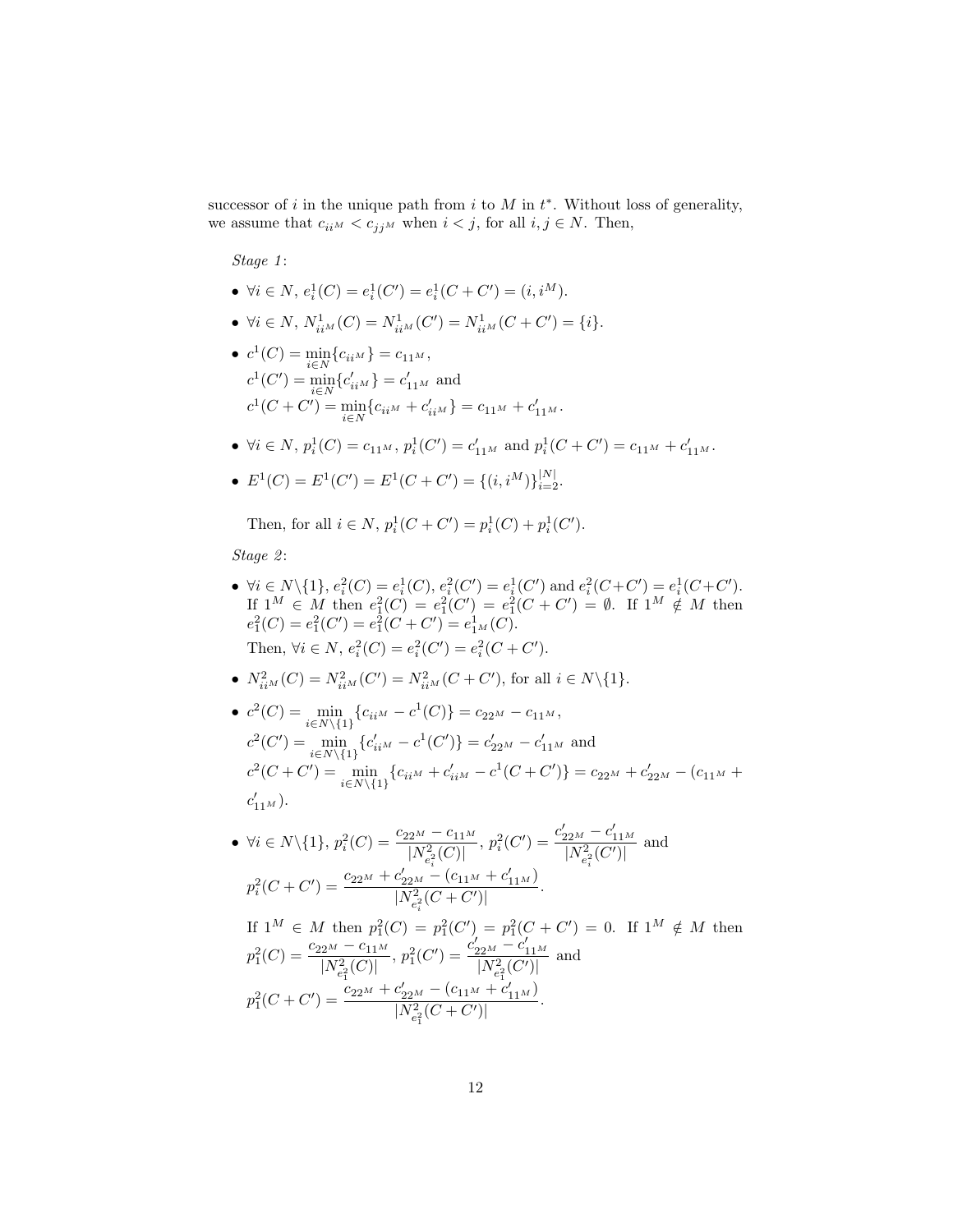successor of $i$ in the unique path from $i$ to $M$ in $t^*$. Without loss of generality, we assume that $c_{ii^M} < c_{jj^M}$ when $i < j$, for all $i, j \in N$. Then,

*Stage 1*:

- $\forall i \in N$, $e_i^1(C) = e_i^1(C') = e_i^1(C + C') = (i, i^M)$.
- $\forall i \in N$, $N_{ii^M}^1(C) = N_{ii^M}^1(C') = N_{ii^M}^1(C + C') = \{i\}$.
- $c^1(C) = \min_{i\in N}\{c_{ii^M}\} = c_{11^M}$,
  $c^1(C') = \min_{i\in N}\{c'_{ii^M}\} = c'_{11^M}$ and
  $c^1(C + C') = \min_{i\in N}\{c_{ii^M} + c'_{ii^M}\} = c_{11^M} + c'_{11^M}$.
- $\forall i \in N$, $p_i^1(C) = c_{11^M}$, $p_i^1(C') = c'_{11^M}$ and $p_i^1(C + C') = c_{11^M} + c'_{11^M}$.
- $E^1(C) = E^1(C') = E^1(C + C') = \{(i, i^M)\}_{i=2}^{|N|}$.

  Then, for all $i \in N$, $p_i^1(C + C') = p_i^1(C) + p_i^1(C')$.

*Stage 2*:

- $\forall i \in N\backslash\{1\}$, $e_i^2(C) = e_i^1(C)$, $e_i^2(C') = e_i^1(C')$ and $e_i^2(C+C') = e_i^1(C+C')$. If $1^M \in M$ then $e_1^2(C) = e_1^2(C') = e_1^2(C + C') = \emptyset$. If $1^M \notin M$ then $e_1^2(C) = e_1^2(C') = e_1^2(C + C') = e_{1^M}^1(C)$.
  Then, $\forall i \in N$, $e_i^2(C) = e_i^2(C') = e_i^2(C + C')$.
- $N_{ii^M}^2(C) = N_{ii^M}^2(C') = N_{ii^M}^2(C + C')$, for all $i \in N\backslash\{1\}$.
- $c^2(C) = \min_{i\in N\backslash\{1\}}\{c_{ii^M} - c^1(C)\} = c_{22^M} - c_{11^M}$,
  $c^2(C') = \min_{i\in N\backslash\{1\}}\{c'_{ii^M} - c^1(C')\} = c'_{22^M} - c'_{11^M}$ and
  $c^2(C + C') = \min_{i\in N\backslash\{1\}}\{c_{ii^M} + c'_{ii^M} - c^1(C + C')\} = c_{22^M} + c'_{22^M} - (c_{11^M} + c'_{11^M})$.
- $\forall i \in N\backslash\{1\}$, $p_i^2(C) = \dfrac{c_{22^M} - c_{11^M}}{|N_{e_i^2}^2(C)|}$, $p_i^2(C') = \dfrac{c'_{22^M} - c'_{11^M}}{|N_{e_i^2}^2(C')|}$ and
  $p_i^2(C + C') = \dfrac{c_{22^M} + c'_{22^M} - (c_{11^M} + c'_{11^M})}{|N_{e_i^2}^2(C + C')|}$.
  If $1^M \in M$ then $p_1^2(C) = p_1^2(C') = p_1^2(C + C') = 0$. If $1^M \notin M$ then
  $p_1^2(C) = \dfrac{c_{22^M} - c_{11^M}}{|N_{e_1^2}^2(C)|}$, $p_1^2(C') = \dfrac{c'_{22^M} - c'_{11^M}}{|N_{e_1^2}^2(C')|}$ and
  $p_1^2(C + C') = \dfrac{c_{22^M} + c'_{22^M} - (c_{11^M} + c'_{11^M})}{|N_{e_1^2}^2(C + C')|}$.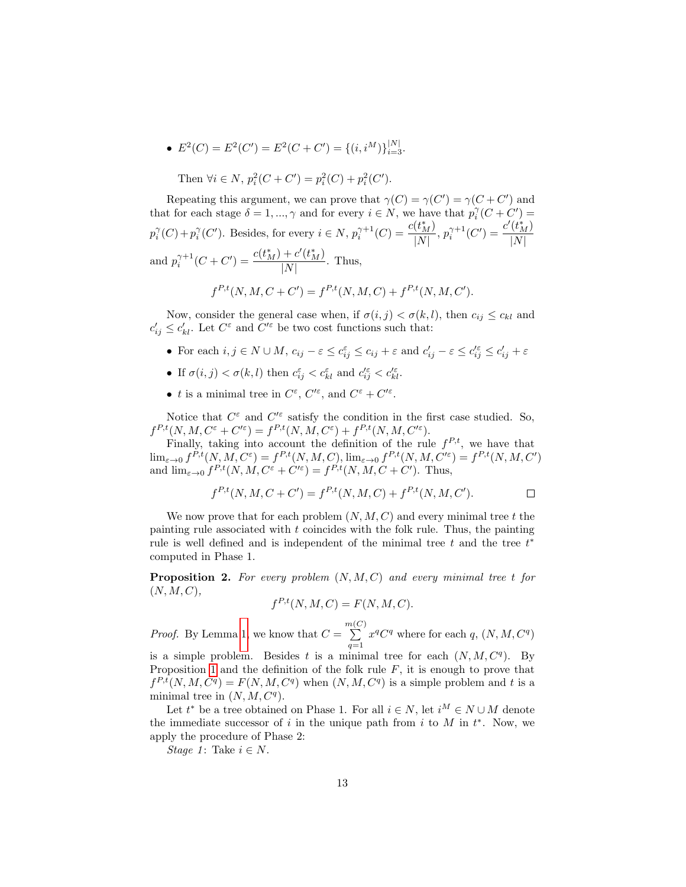- $E^2(C) = E^2(C') = E^2(C + C') = \{(i, i^M)\}_{i=3}^{|N|}$.

Then $\forall i \in N$, $p_i^2(C + C') = p_i^2(C) + p_i^2(C')$.

Repeating this argument, we can prove that $\gamma(C) = \gamma(C') = \gamma(C + C')$ and that for each stage $\delta = 1, ..., \gamma$ and for every $i \in N$, we have that $p_i^{\gamma}(C + C') = p_i^{\gamma}(C) + p_i^{\gamma}(C')$. Besides, for every $i \in N$, $p_i^{\gamma+1}(C) = \dfrac{c(t_M^*)}{|N|}$, $p_i^{\gamma+1}(C') = \dfrac{c'(t_M^*)}{|N|}$ and $p_i^{\gamma+1}(C + C') = \dfrac{c(t_M^*) + c'(t_M^*)}{|N|}$. Thus,

$$f^{P,t}(N, M, C + C') = f^{P,t}(N, M, C) + f^{P,t}(N, M, C').$$

Now, consider the general case when, if $\sigma(i, j) < \sigma(k, l)$, then $c_{ij} \leq c_{kl}$ and $c'_{ij} \leq c'_{kl}$. Let $C^{\varepsilon}$ and $C'^{\varepsilon}$ be two cost functions such that:

- For each $i, j \in N \cup M$, $c_{ij} - \varepsilon \leq c^{\varepsilon}_{ij} \leq c_{ij} + \varepsilon$ and $c'_{ij} - \varepsilon \leq c'^{\varepsilon}_{ij} \leq c'_{ij} + \varepsilon$
- If $\sigma(i, j) < \sigma(k, l)$ then $c^{\varepsilon}_{ij} < c^{\varepsilon}_{kl}$ and $c'^{\varepsilon}_{ij} < c'^{\varepsilon}_{kl}$.
- $t$ is a minimal tree in $C^{\varepsilon}$, $C'^{\varepsilon}$, and $C^{\varepsilon} + C'^{\varepsilon}$.

Notice that $C^{\varepsilon}$ and $C'^{\varepsilon}$ satisfy the condition in the first case studied. So, $f^{P,t}(N, M, C^{\varepsilon} + C'^{\varepsilon}) = f^{P,t}(N, M, C^{\varepsilon}) + f^{P,t}(N, M, C'^{\varepsilon})$.

Finally, taking into account the definition of the rule $f^{P,t}$, we have that $\lim_{\varepsilon \to 0} f^{P,t}(N, M, C^{\varepsilon}) = f^{P,t}(N, M, C)$, $\lim_{\varepsilon \to 0} f^{P,t}(N, M, C'^{\varepsilon}) = f^{P,t}(N, M, C')$ and $\lim_{\varepsilon \to 0} f^{P,t}(N, M, C^{\varepsilon} + C'^{\varepsilon}) = f^{P,t}(N, M, C + C')$. Thus,

$$f^{P,t}(N, M, C + C') = f^{P,t}(N, M, C) + f^{P,t}(N, M, C'). \qquad \square$$

We now prove that for each problem $(N, M, C)$ and every minimal tree $t$ the painting rule associated with $t$ coincides with the folk rule. Thus, the painting rule is well defined and is independent of the minimal tree $t$ and the tree $t^*$ computed in Phase 1.

**Proposition 2.** *For every problem $(N, M, C)$ and every minimal tree $t$ for $(N, M, C)$,*

$$f^{P,t}(N, M, C) = F(N, M, C).$$

*Proof.* By Lemma 1 we know that $C = \sum_{q=1}^{m(C)} x^q C^q$ where for each $q$, $(N, M, C^q)$ is a simple problem. Besides $t$ is a minimal tree for each $(N, M, C^q)$. By Proposition 1 and the definition of the folk rule $F$, it is enough to prove that $f^{P,t}(N, M, C^q) = F(N, M, C^q)$ when $(N, M, C^q)$ is a simple problem and $t$ is a minimal tree in $(N, M, C^q)$.

Let $t^*$ be a tree obtained on Phase 1. For all $i \in N$, let $i^M \in N \cup M$ denote the immediate successor of $i$ in the unique path from $i$ to $M$ in $t^*$. Now, we apply the procedure of Phase 2:

*Stage 1*: Take $i \in N$.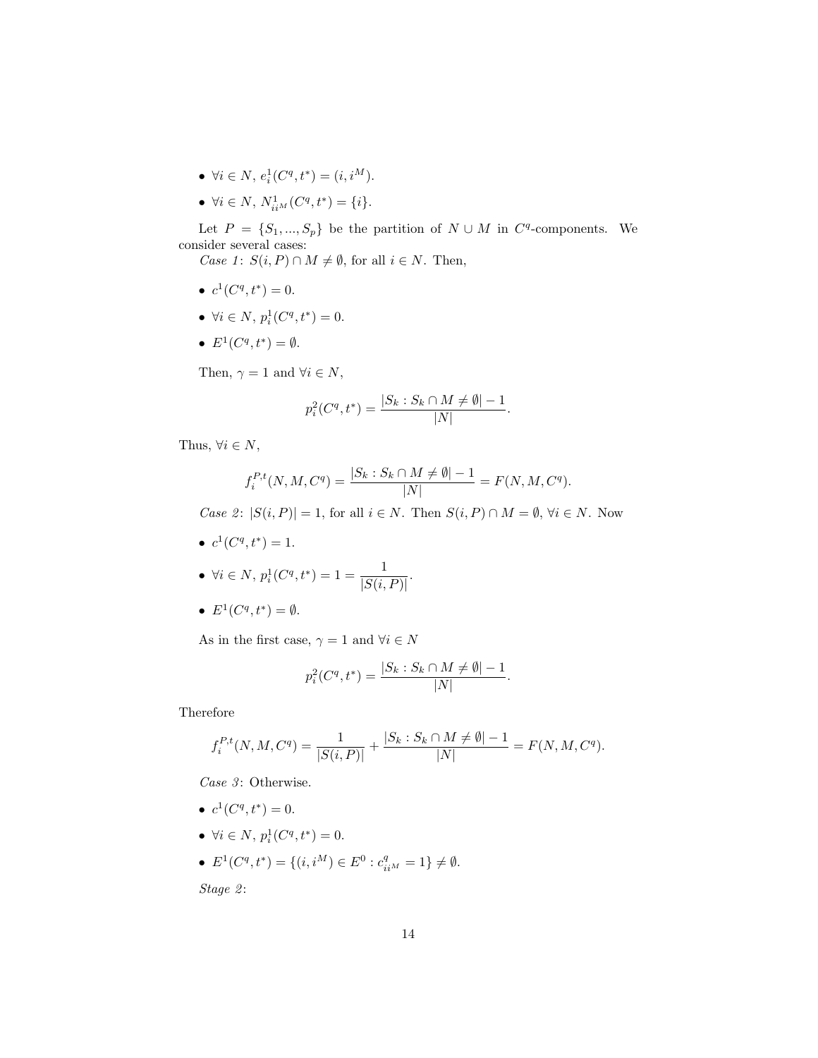- $\forall i \in N$, $e_i^1(C^q, t^*) = (i, i^M)$.
- $\forall i \in N$, $N_{ii^M}^1(C^q, t^*) = \{i\}$.

Let $P = \{S_1, ..., S_p\}$ be the partition of $N \cup M$ in $C^q$-components. We consider several cases:

*Case 1*: $S(i, P) \cap M \neq \emptyset$, for all $i \in N$. Then,

- $c^1(C^q, t^*) = 0$.
- $\forall i \in N$, $p_i^1(C^q, t^*) = 0$.
- $E^1(C^q, t^*) = \emptyset$.

Then, $\gamma = 1$ and $\forall i \in N$,

$$p_i^2(C^q, t^*) = \frac{|S_k : S_k \cap M \neq \emptyset| - 1}{|N|}.$$

Thus, $\forall i \in N$,

$$f_i^{P,t}(N, M, C^q) = \frac{|S_k : S_k \cap M \neq \emptyset| - 1}{|N|} = F(N, M, C^q).$$

*Case 2*: $|S(i, P)| = 1$, for all $i \in N$. Then $S(i, P) \cap M = \emptyset$, $\forall i \in N$. Now

- $c^1(C^q, t^*) = 1$.
- $\forall i \in N$, $p_i^1(C^q, t^*) = 1 = \dfrac{1}{|S(i, P)|}$.
- $E^1(C^q, t^*) = \emptyset$.

As in the first case, $\gamma = 1$ and $\forall i \in N$

$$p_i^2(C^q, t^*) = \frac{|S_k : S_k \cap M \neq \emptyset| - 1}{|N|}.$$

Therefore

$$f_i^{P,t}(N, M, C^q) = \frac{1}{|S(i, P)|} + \frac{|S_k : S_k \cap M \neq \emptyset| - 1}{|N|} = F(N, M, C^q).$$

*Case 3*: Otherwise.

- $c^1(C^q, t^*) = 0$.
- $\forall i \in N$, $p_i^1(C^q, t^*) = 0$.
- $E^1(C^q, t^*) = \{(i, i^M) \in E^0 : c_{ii^M}^q = 1\} \neq \emptyset$.

*Stage 2*: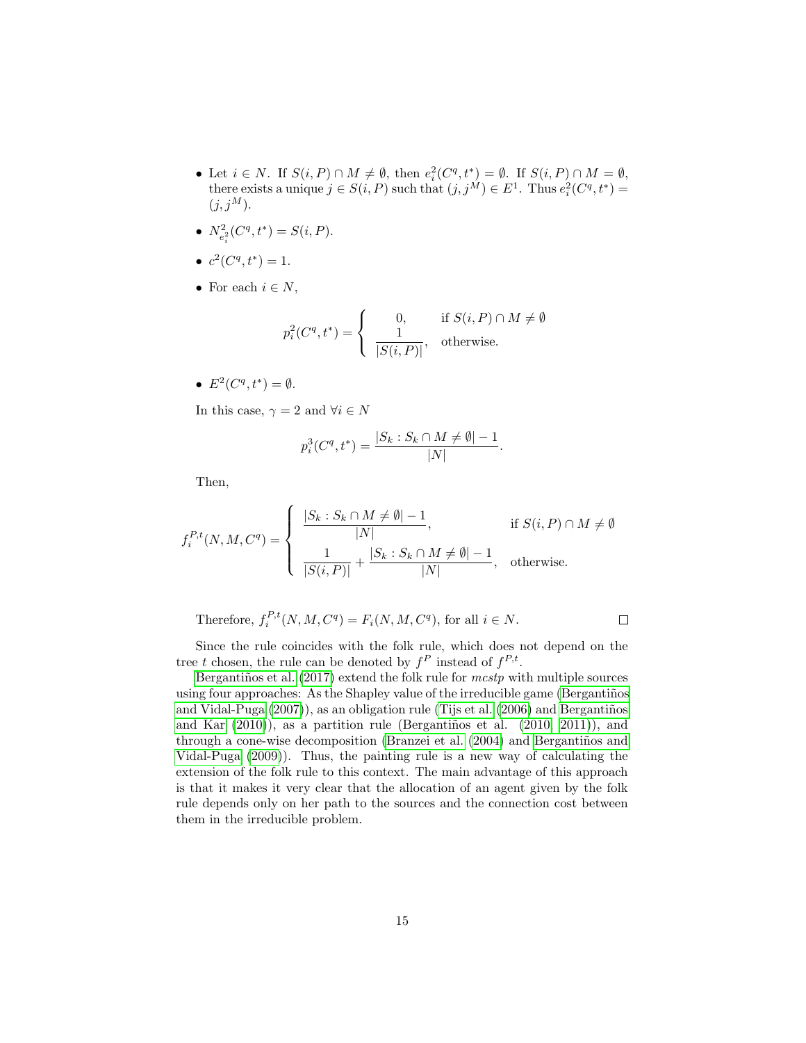- Let $i \in N$. If $S(i,P) \cap M \neq \emptyset$, then $e_i^2(C^q, t^*) = \emptyset$. If $S(i,P) \cap M = \emptyset$, there exists a unique $j \in S(i,P)$ such that $(j, j^M) \in E^1$. Thus $e_i^2(C^q, t^*) = (j, j^M)$.
- $N^2_{e_i^2}(C^q, t^*) = S(i,P)$.
- $c^2(C^q, t^*) = 1$.
- For each $i \in N$,

$$p_i^2(C^q, t^*) = \begin{cases} 0, & \text{if } S(i,P) \cap M \neq \emptyset \\ \dfrac{1}{|S(i,P)|}, & \text{otherwise.} \end{cases}$$

- $E^2(C^q, t^*) = \emptyset$.

In this case, $\gamma = 2$ and $\forall i \in N$

$$p_i^3(C^q, t^*) = \frac{|S_k : S_k \cap M \neq \emptyset| - 1}{|N|}.$$

Then,

$$f_i^{P,t}(N, M, C^q) = \begin{cases} \dfrac{|S_k : S_k \cap M \neq \emptyset| - 1}{|N|}, & \text{if } S(i,P) \cap M \neq \emptyset \\ \dfrac{1}{|S(i,P)|} + \dfrac{|S_k : S_k \cap M \neq \emptyset| - 1}{|N|}, & \text{otherwise.} \end{cases}$$

Therefore, $f_i^{P,t}(N, M, C^q) = F_i(N, M, C^q)$, for all $i \in N$. $\square$

Since the rule coincides with the folk rule, which does not depend on the tree $t$ chosen, the rule can be denoted by $f^P$ instead of $f^{P,t}$.

Bergantiños et al. (2017) extend the folk rule for *mcstp* with multiple sources using four approaches: As the Shapley value of the irreducible game (Bergantiños and Vidal-Puga (2007)), as an obligation rule (Tijs et al. (2006) and Bergantiños and Kar (2010)), as a partition rule (Bergantiños et al. (2010, 2011)), and through a cone-wise decomposition (Branzei et al. (2004) and Bergantiños and Vidal-Puga (2009)). Thus, the painting rule is a new way of calculating the extension of the folk rule to this context. The main advantage of this approach is that it makes it very clear that the allocation of an agent given by the folk rule depends only on her path to the sources and the connection cost between them in the irreducible problem.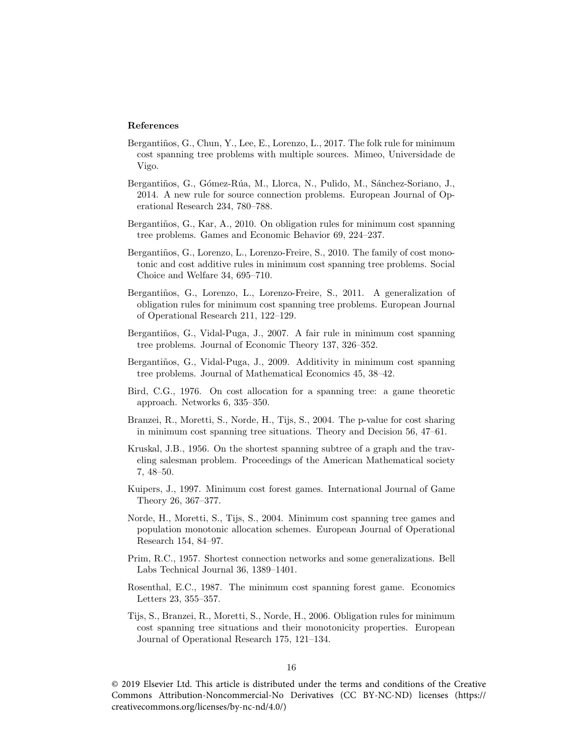### References

Bergantiños, G., Chun, Y., Lee, E., Lorenzo, L., 2017. The folk rule for minimum cost spanning tree problems with multiple sources. Mimeo, Universidade de Vigo.

Bergantiños, G., Gómez-Rúa, M., Llorca, N., Pulido, M., Sánchez-Soriano, J., 2014. A new rule for source connection problems. European Journal of Operational Research 234, 780–788.

Bergantiños, G., Kar, A., 2010. On obligation rules for minimum cost spanning tree problems. Games and Economic Behavior 69, 224–237.

Bergantiños, G., Lorenzo, L., Lorenzo-Freire, S., 2010. The family of cost monotonic and cost additive rules in minimum cost spanning tree problems. Social Choice and Welfare 34, 695–710.

Bergantiños, G., Lorenzo, L., Lorenzo-Freire, S., 2011. A generalization of obligation rules for minimum cost spanning tree problems. European Journal of Operational Research 211, 122–129.

Bergantiños, G., Vidal-Puga, J., 2007. A fair rule in minimum cost spanning tree problems. Journal of Economic Theory 137, 326–352.

Bergantiños, G., Vidal-Puga, J., 2009. Additivity in minimum cost spanning tree problems. Journal of Mathematical Economics 45, 38–42.

Bird, C.G., 1976. On cost allocation for a spanning tree: a game theoretic approach. Networks 6, 335–350.

Branzei, R., Moretti, S., Norde, H., Tijs, S., 2004. The p-value for cost sharing in minimum cost spanning tree situations. Theory and Decision 56, 47–61.

Kruskal, J.B., 1956. On the shortest spanning subtree of a graph and the traveling salesman problem. Proceedings of the American Mathematical society 7, 48–50.

Kuipers, J., 1997. Minimum cost forest games. International Journal of Game Theory 26, 367–377.

Norde, H., Moretti, S., Tijs, S., 2004. Minimum cost spanning tree games and population monotonic allocation schemes. European Journal of Operational Research 154, 84–97.

Prim, R.C., 1957. Shortest connection networks and some generalizations. Bell Labs Technical Journal 36, 1389–1401.

Rosenthal, E.C., 1987. The minimum cost spanning forest game. Economics Letters 23, 355–357.

Tijs, S., Branzei, R., Moretti, S., Norde, H., 2006. Obligation rules for minimum cost spanning tree situations and their monotonicity properties. European Journal of Operational Research 175, 121–134.

© 2019 Elsevier Ltd. This article is distributed under the terms and conditions of the Creative Commons Attribution-Noncommercial-No Derivatives (CC BY-NC-ND) licenses (https://creativecommons.org/licenses/by-nc-nd/4.0/)